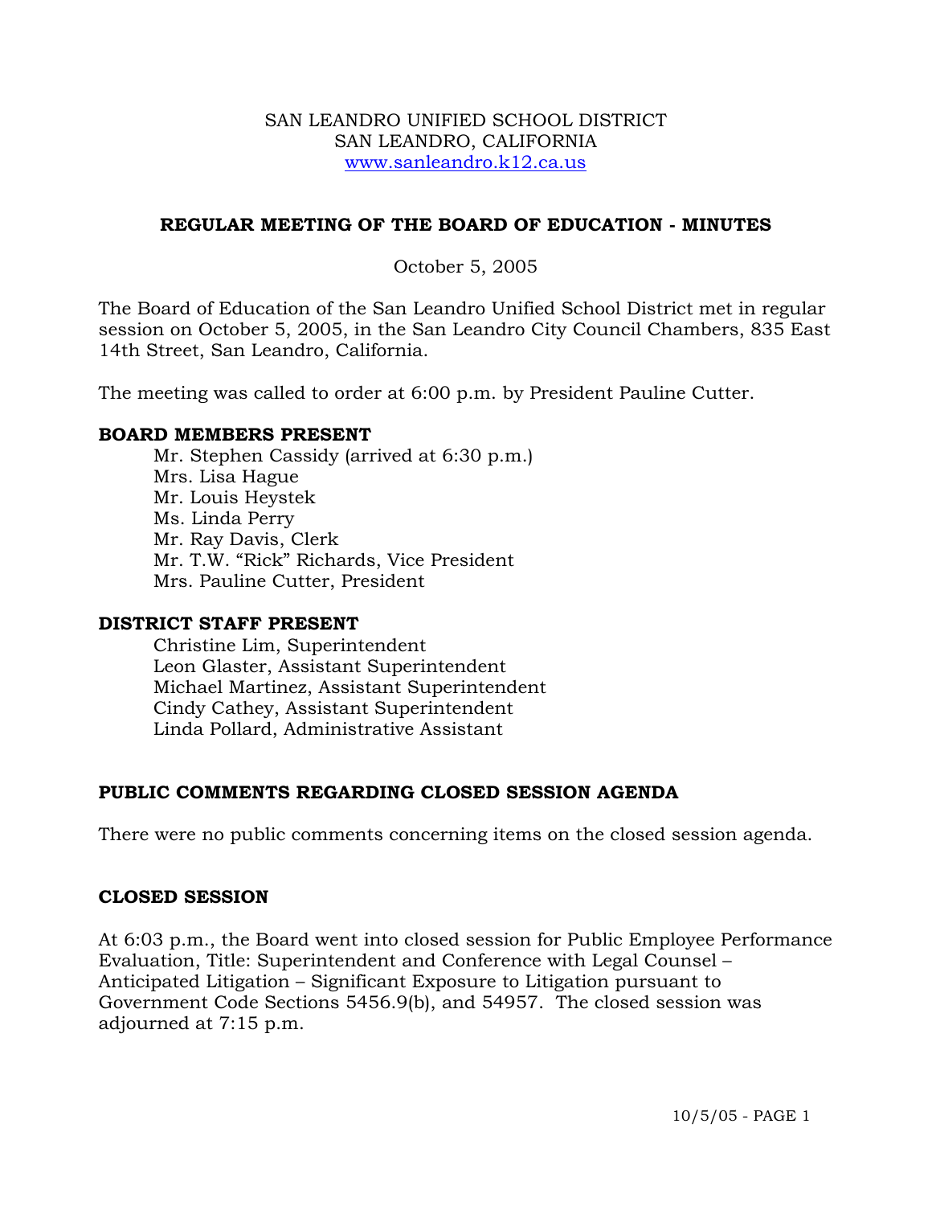SAN LEANDRO UNIFIED SCHOOL DISTRICT
SAN LEANDRO, CALIFORNIA
www.sanleandro.k12.ca.us

## REGULAR MEETING OF THE BOARD OF EDUCATION - MINUTES

October 5, 2005

The Board of Education of the San Leandro Unified School District met in regular session on October 5, 2005, in the San Leandro City Council Chambers, 835 East 14th Street, San Leandro, California.

The meeting was called to order at 6:00 p.m. by President Pauline Cutter.

### BOARD MEMBERS PRESENT

Mr. Stephen Cassidy (arrived at 6:30 p.m.)
Mrs. Lisa Hague
Mr. Louis Heystek
Ms. Linda Perry
Mr. Ray Davis, Clerk
Mr. T.W. "Rick" Richards, Vice President
Mrs. Pauline Cutter, President

### DISTRICT STAFF PRESENT

Christine Lim, Superintendent
Leon Glaster, Assistant Superintendent
Michael Martinez, Assistant Superintendent
Cindy Cathey, Assistant Superintendent
Linda Pollard, Administrative Assistant

### PUBLIC COMMENTS REGARDING CLOSED SESSION AGENDA

There were no public comments concerning items on the closed session agenda.

### CLOSED SESSION

At 6:03 p.m., the Board went into closed session for Public Employee Performance Evaluation, Title: Superintendent and Conference with Legal Counsel – Anticipated Litigation – Significant Exposure to Litigation pursuant to Government Code Sections 5456.9(b), and 54957. The closed session was adjourned at 7:15 p.m.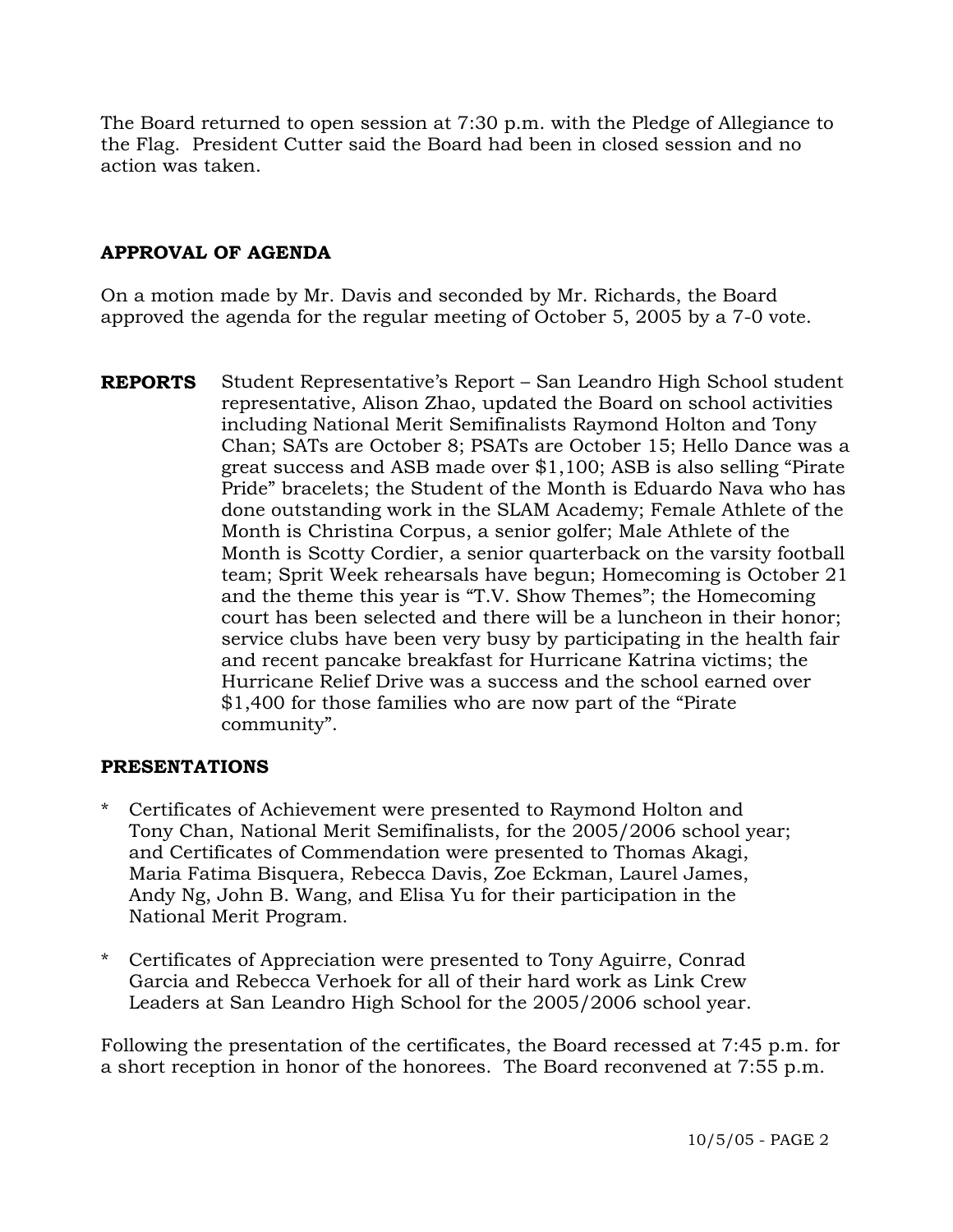The Board returned to open session at 7:30 p.m. with the Pledge of Allegiance to the Flag. President Cutter said the Board had been in closed session and no action was taken.

## APPROVAL OF AGENDA

On a motion made by Mr. Davis and seconded by Mr. Richards, the Board approved the agenda for the regular meeting of October 5, 2005 by a 7-0 vote.

**REPORTS** Student Representative's Report – San Leandro High School student representative, Alison Zhao, updated the Board on school activities including National Merit Semifinalists Raymond Holton and Tony Chan; SATs are October 8; PSATs are October 15; Hello Dance was a great success and ASB made over $1,100; ASB is also selling "Pirate Pride" bracelets; the Student of the Month is Eduardo Nava who has done outstanding work in the SLAM Academy; Female Athlete of the Month is Christina Corpus, a senior golfer; Male Athlete of the Month is Scotty Cordier, a senior quarterback on the varsity football team; Sprit Week rehearsals have begun; Homecoming is October 21 and the theme this year is "T.V. Show Themes"; the Homecoming court has been selected and there will be a luncheon in their honor; service clubs have been very busy by participating in the health fair and recent pancake breakfast for Hurricane Katrina victims; the Hurricane Relief Drive was a success and the school earned over $1,400 for those families who are now part of the "Pirate community".

## PRESENTATIONS

* Certificates of Achievement were presented to Raymond Holton and Tony Chan, National Merit Semifinalists, for the 2005/2006 school year; and Certificates of Commendation were presented to Thomas Akagi, Maria Fatima Bisquera, Rebecca Davis, Zoe Eckman, Laurel James, Andy Ng, John B. Wang, and Elisa Yu for their participation in the National Merit Program.

* Certificates of Appreciation were presented to Tony Aguirre, Conrad Garcia and Rebecca Verhoek for all of their hard work as Link Crew Leaders at San Leandro High School for the 2005/2006 school year.

Following the presentation of the certificates, the Board recessed at 7:45 p.m. for a short reception in honor of the honorees. The Board reconvened at 7:55 p.m.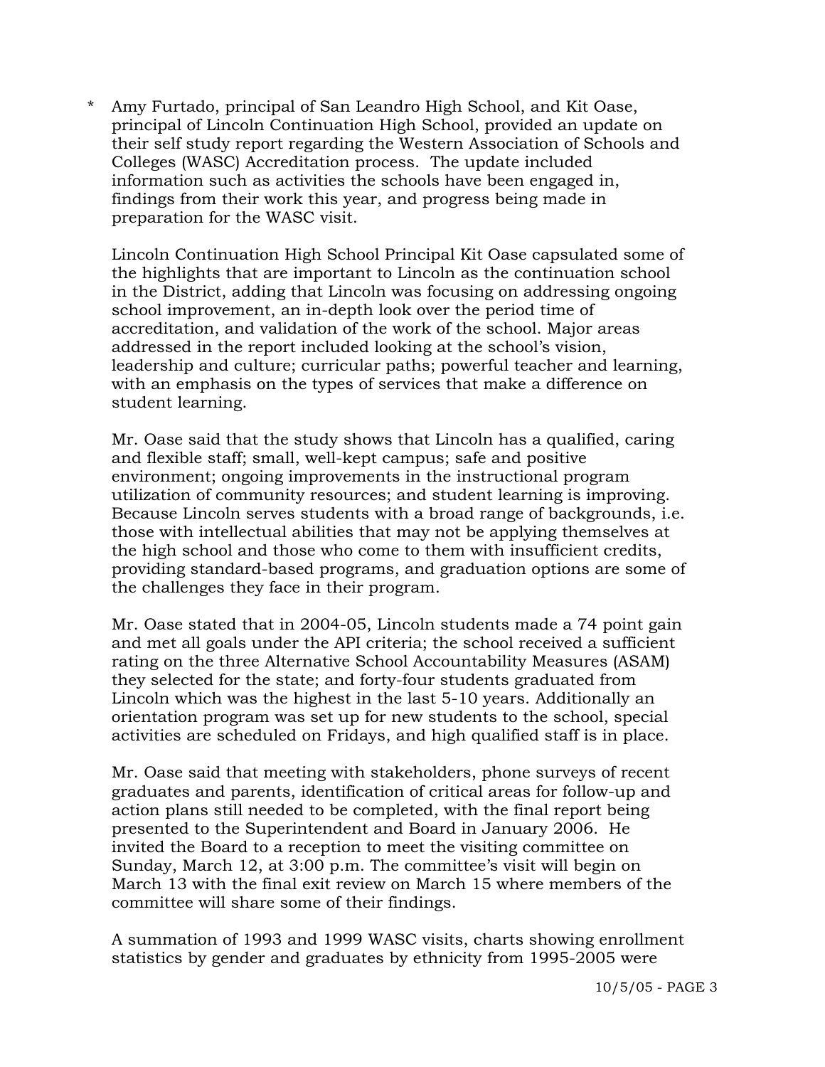\* Amy Furtado, principal of San Leandro High School, and Kit Oase, principal of Lincoln Continuation High School, provided an update on their self study report regarding the Western Association of Schools and Colleges (WASC) Accreditation process. The update included information such as activities the schools have been engaged in, findings from their work this year, and progress being made in preparation for the WASC visit.

Lincoln Continuation High School Principal Kit Oase capsulated some of the highlights that are important to Lincoln as the continuation school in the District, adding that Lincoln was focusing on addressing ongoing school improvement, an in-depth look over the period time of accreditation, and validation of the work of the school. Major areas addressed in the report included looking at the school's vision, leadership and culture; curricular paths; powerful teacher and learning, with an emphasis on the types of services that make a difference on student learning.

Mr. Oase said that the study shows that Lincoln has a qualified, caring and flexible staff; small, well-kept campus; safe and positive environment; ongoing improvements in the instructional program utilization of community resources; and student learning is improving. Because Lincoln serves students with a broad range of backgrounds, i.e. those with intellectual abilities that may not be applying themselves at the high school and those who come to them with insufficient credits, providing standard-based programs, and graduation options are some of the challenges they face in their program.

Mr. Oase stated that in 2004-05, Lincoln students made a 74 point gain and met all goals under the API criteria; the school received a sufficient rating on the three Alternative School Accountability Measures (ASAM) they selected for the state; and forty-four students graduated from Lincoln which was the highest in the last 5-10 years. Additionally an orientation program was set up for new students to the school, special activities are scheduled on Fridays, and high qualified staff is in place.

Mr. Oase said that meeting with stakeholders, phone surveys of recent graduates and parents, identification of critical areas for follow-up and action plans still needed to be completed, with the final report being presented to the Superintendent and Board in January 2006. He invited the Board to a reception to meet the visiting committee on Sunday, March 12, at 3:00 p.m. The committee's visit will begin on March 13 with the final exit review on March 15 where members of the committee will share some of their findings.

A summation of 1993 and 1999 WASC visits, charts showing enrollment statistics by gender and graduates by ethnicity from 1995-2005 were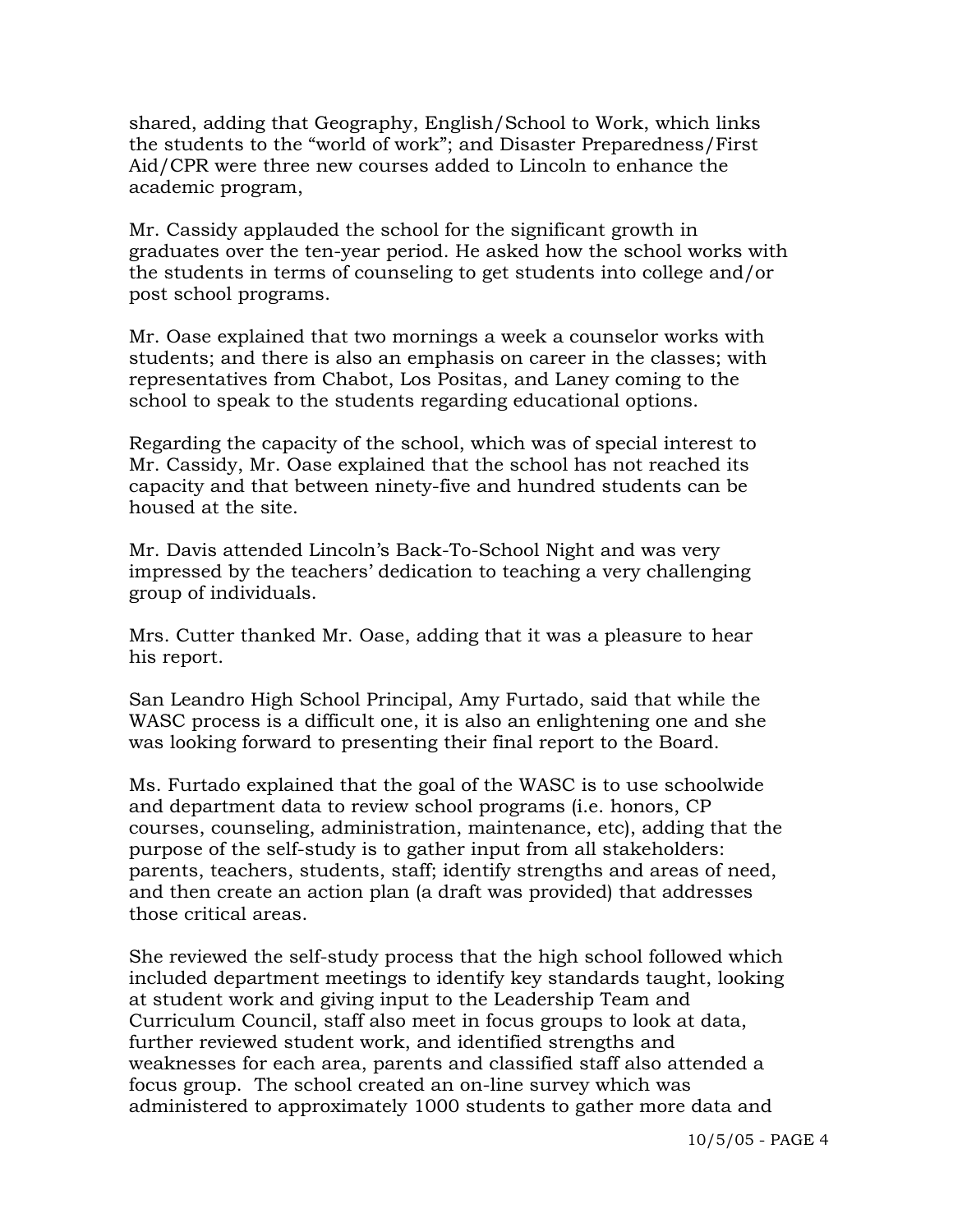shared, adding that Geography, English/School to Work, which links the students to the "world of work"; and Disaster Preparedness/First Aid/CPR were three new courses added to Lincoln to enhance the academic program,

Mr. Cassidy applauded the school for the significant growth in graduates over the ten-year period. He asked how the school works with the students in terms of counseling to get students into college and/or post school programs.

Mr. Oase explained that two mornings a week a counselor works with students; and there is also an emphasis on career in the classes; with representatives from Chabot, Los Positas, and Laney coming to the school to speak to the students regarding educational options.

Regarding the capacity of the school, which was of special interest to Mr. Cassidy, Mr. Oase explained that the school has not reached its capacity and that between ninety-five and hundred students can be housed at the site.

Mr. Davis attended Lincoln's Back-To-School Night and was very impressed by the teachers' dedication to teaching a very challenging group of individuals.

Mrs. Cutter thanked Mr. Oase, adding that it was a pleasure to hear his report.

San Leandro High School Principal, Amy Furtado, said that while the WASC process is a difficult one, it is also an enlightening one and she was looking forward to presenting their final report to the Board.

Ms. Furtado explained that the goal of the WASC is to use schoolwide and department data to review school programs (i.e. honors, CP courses, counseling, administration, maintenance, etc), adding that the purpose of the self-study is to gather input from all stakeholders: parents, teachers, students, staff; identify strengths and areas of need, and then create an action plan (a draft was provided) that addresses those critical areas.

She reviewed the self-study process that the high school followed which included department meetings to identify key standards taught, looking at student work and giving input to the Leadership Team and Curriculum Council, staff also meet in focus groups to look at data, further reviewed student work, and identified strengths and weaknesses for each area, parents and classified staff also attended a focus group. The school created an on-line survey which was administered to approximately 1000 students to gather more data and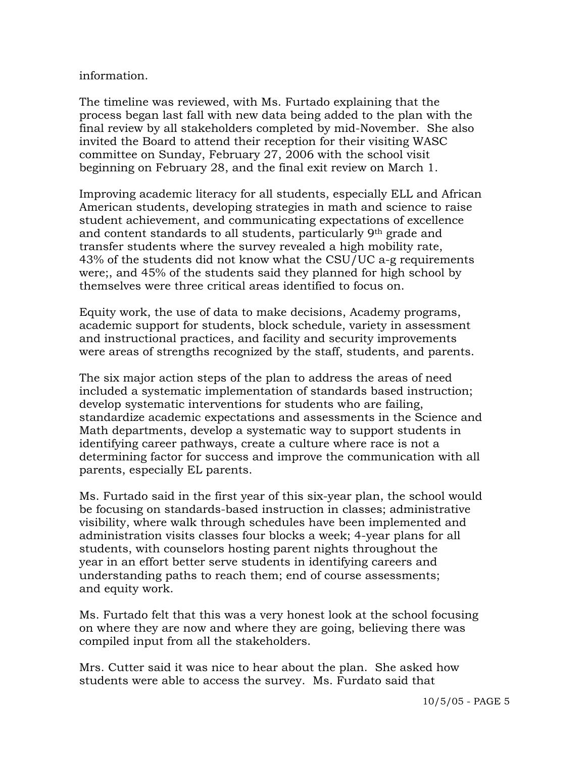information.

The timeline was reviewed, with Ms. Furtado explaining that the process began last fall with new data being added to the plan with the final review by all stakeholders completed by mid-November. She also invited the Board to attend their reception for their visiting WASC committee on Sunday, February 27, 2006 with the school visit beginning on February 28, and the final exit review on March 1.

Improving academic literacy for all students, especially ELL and African American students, developing strategies in math and science to raise student achievement, and communicating expectations of excellence and content standards to all students, particularly 9th grade and transfer students where the survey revealed a high mobility rate, 43% of the students did not know what the CSU/UC a-g requirements were;, and 45% of the students said they planned for high school by themselves were three critical areas identified to focus on.

Equity work, the use of data to make decisions, Academy programs, academic support for students, block schedule, variety in assessment and instructional practices, and facility and security improvements were areas of strengths recognized by the staff, students, and parents.

The six major action steps of the plan to address the areas of need included a systematic implementation of standards based instruction; develop systematic interventions for students who are failing, standardize academic expectations and assessments in the Science and Math departments, develop a systematic way to support students in identifying career pathways, create a culture where race is not a determining factor for success and improve the communication with all parents, especially EL parents.

Ms. Furtado said in the first year of this six-year plan, the school would be focusing on standards-based instruction in classes; administrative visibility, where walk through schedules have been implemented and administration visits classes four blocks a week; 4-year plans for all students, with counselors hosting parent nights throughout the year in an effort better serve students in identifying careers and understanding paths to reach them; end of course assessments; and equity work.

Ms. Furtado felt that this was a very honest look at the school focusing on where they are now and where they are going, believing there was compiled input from all the stakeholders.

Mrs. Cutter said it was nice to hear about the plan. She asked how students were able to access the survey. Ms. Furdato said that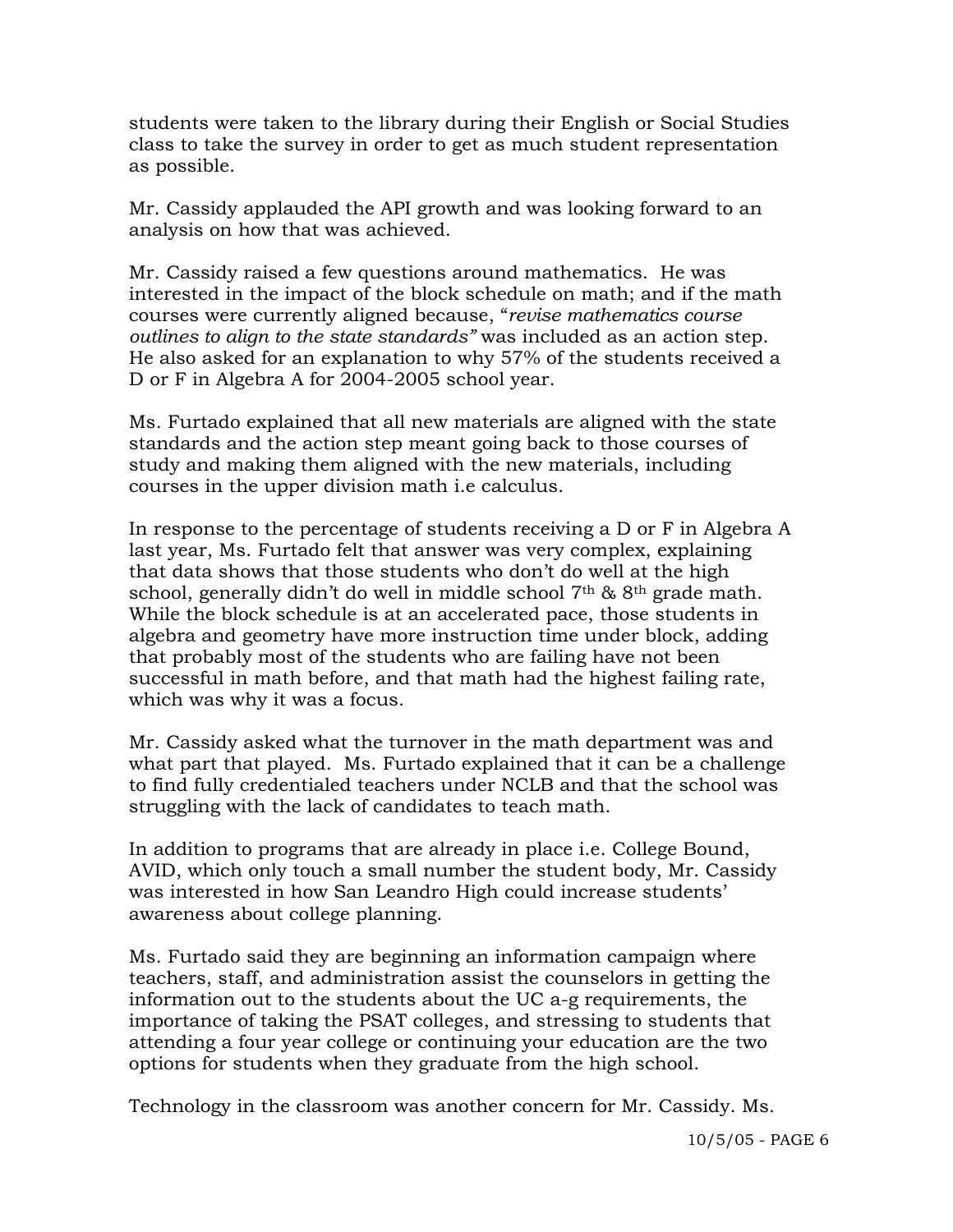students were taken to the library during their English or Social Studies class to take the survey in order to get as much student representation as possible.

Mr. Cassidy applauded the API growth and was looking forward to an analysis on how that was achieved.

Mr. Cassidy raised a few questions around mathematics. He was interested in the impact of the block schedule on math; and if the math courses were currently aligned because, "*revise mathematics course outlines to align to the state standards"* was included as an action step. He also asked for an explanation to why 57% of the students received a D or F in Algebra A for 2004-2005 school year.

Ms. Furtado explained that all new materials are aligned with the state standards and the action step meant going back to those courses of study and making them aligned with the new materials, including courses in the upper division math i.e calculus.

In response to the percentage of students receiving a D or F in Algebra A last year, Ms. Furtado felt that answer was very complex, explaining that data shows that those students who don't do well at the high school, generally didn't do well in middle school 7th & 8th grade math. While the block schedule is at an accelerated pace, those students in algebra and geometry have more instruction time under block, adding that probably most of the students who are failing have not been successful in math before, and that math had the highest failing rate, which was why it was a focus.

Mr. Cassidy asked what the turnover in the math department was and what part that played. Ms. Furtado explained that it can be a challenge to find fully credentialed teachers under NCLB and that the school was struggling with the lack of candidates to teach math.

In addition to programs that are already in place i.e. College Bound, AVID, which only touch a small number the student body, Mr. Cassidy was interested in how San Leandro High could increase students' awareness about college planning.

Ms. Furtado said they are beginning an information campaign where teachers, staff, and administration assist the counselors in getting the information out to the students about the UC a-g requirements, the importance of taking the PSAT colleges, and stressing to students that attending a four year college or continuing your education are the two options for students when they graduate from the high school.

Technology in the classroom was another concern for Mr. Cassidy. Ms.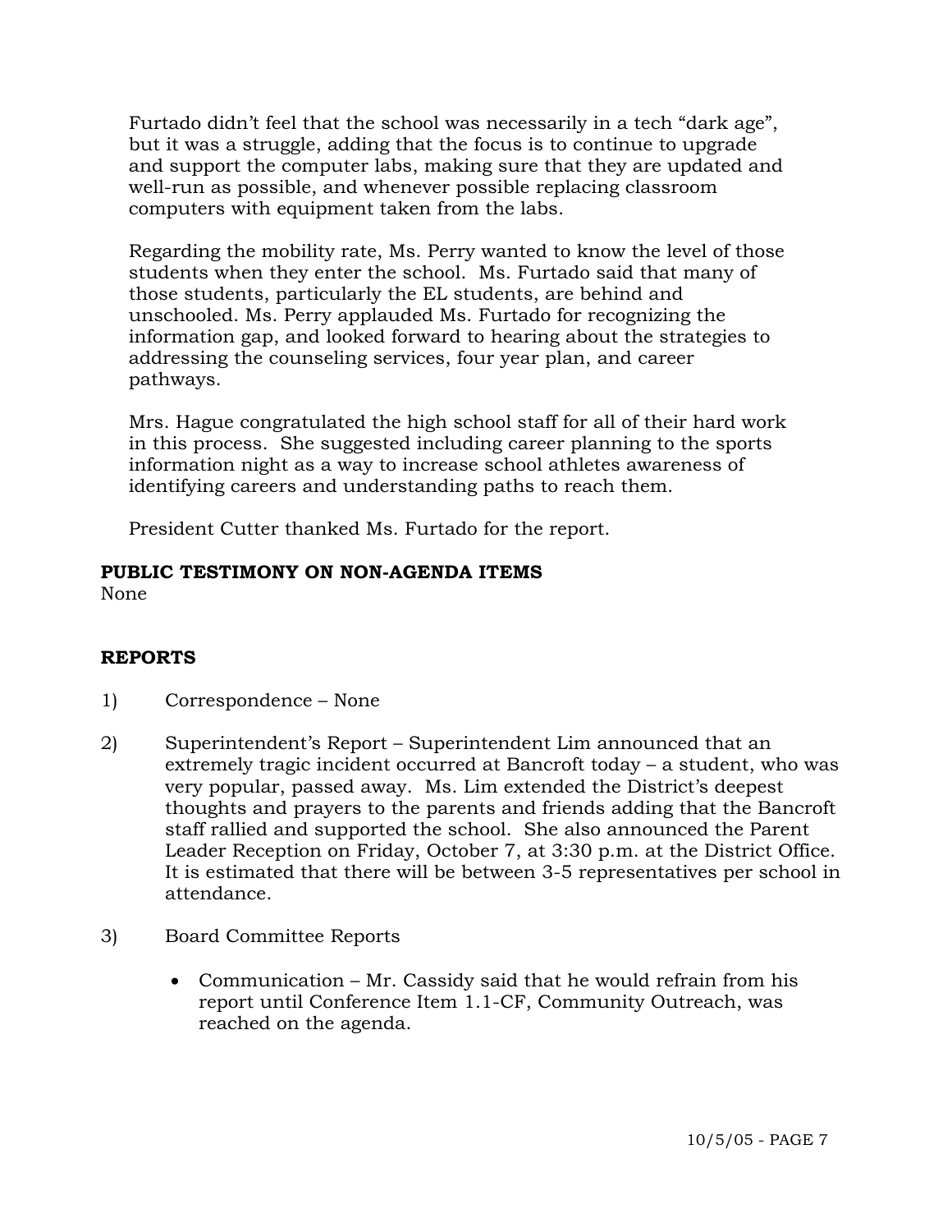Furtado didn't feel that the school was necessarily in a tech "dark age", but it was a struggle, adding that the focus is to continue to upgrade and support the computer labs, making sure that they are updated and well-run as possible, and whenever possible replacing classroom computers with equipment taken from the labs.

Regarding the mobility rate, Ms. Perry wanted to know the level of those students when they enter the school. Ms. Furtado said that many of those students, particularly the EL students, are behind and unschooled. Ms. Perry applauded Ms. Furtado for recognizing the information gap, and looked forward to hearing about the strategies to addressing the counseling services, four year plan, and career pathways.

Mrs. Hague congratulated the high school staff for all of their hard work in this process. She suggested including career planning to the sports information night as a way to increase school athletes awareness of identifying careers and understanding paths to reach them.

President Cutter thanked Ms. Furtado for the report.

**PUBLIC TESTIMONY ON NON-AGENDA ITEMS**

None

**REPORTS**

1) Correspondence – None

2) Superintendent's Report – Superintendent Lim announced that an extremely tragic incident occurred at Bancroft today – a student, who was very popular, passed away. Ms. Lim extended the District's deepest thoughts and prayers to the parents and friends adding that the Bancroft staff rallied and supported the school. She also announced the Parent Leader Reception on Friday, October 7, at 3:30 p.m. at the District Office. It is estimated that there will be between 3-5 representatives per school in attendance.

3) Board Committee Reports

   - Communication – Mr. Cassidy said that he would refrain from his report until Conference Item 1.1-CF, Community Outreach, was reached on the agenda.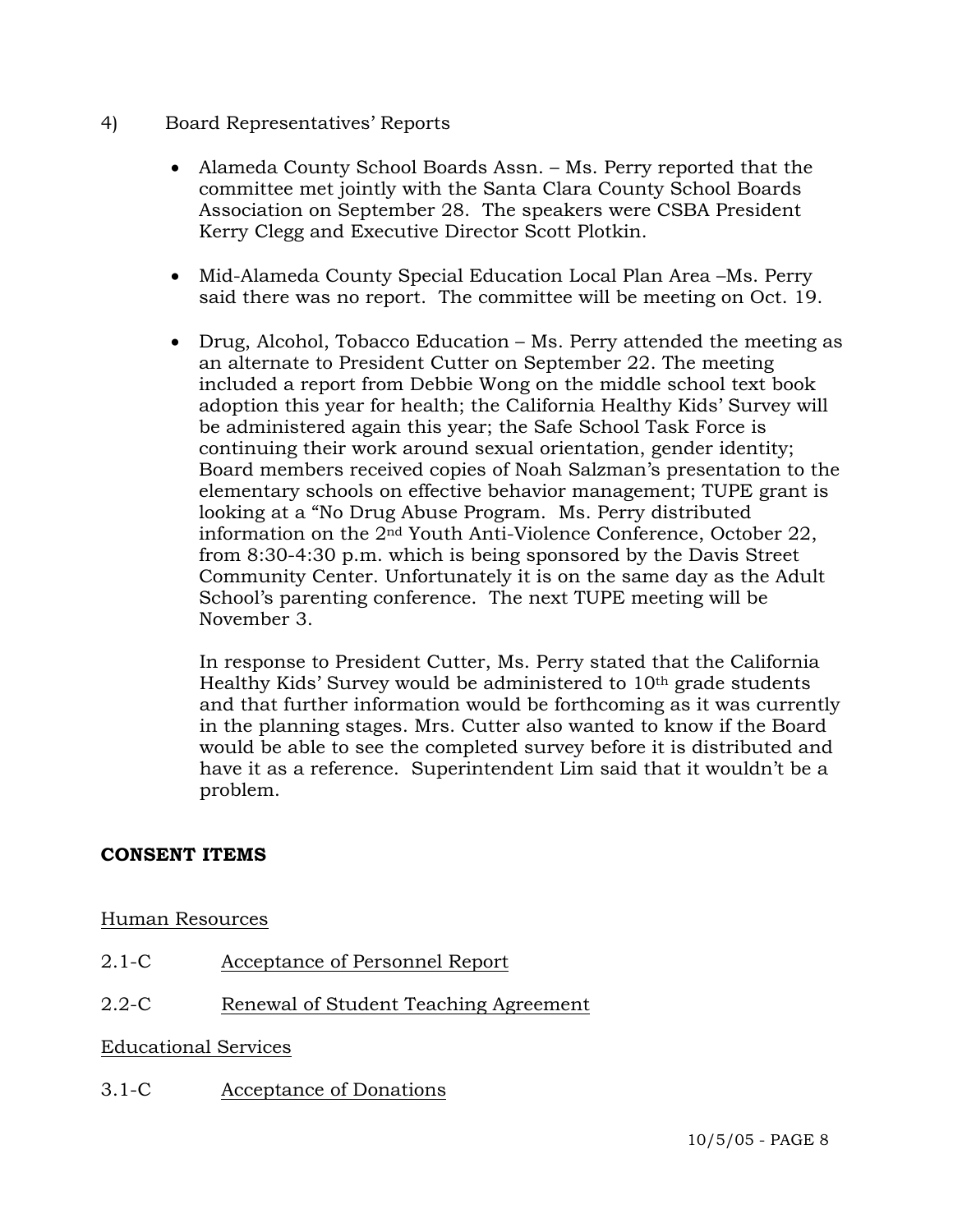4) Board Representatives' Reports

- Alameda County School Boards Assn. – Ms. Perry reported that the committee met jointly with the Santa Clara County School Boards Association on September 28. The speakers were CSBA President Kerry Clegg and Executive Director Scott Plotkin.

- Mid-Alameda County Special Education Local Plan Area –Ms. Perry said there was no report. The committee will be meeting on Oct. 19.

- Drug, Alcohol, Tobacco Education – Ms. Perry attended the meeting as an alternate to President Cutter on September 22. The meeting included a report from Debbie Wong on the middle school text book adoption this year for health; the California Healthy Kids' Survey will be administered again this year; the Safe School Task Force is continuing their work around sexual orientation, gender identity; Board members received copies of Noah Salzman's presentation to the elementary schools on effective behavior management; TUPE grant is looking at a "No Drug Abuse Program. Ms. Perry distributed information on the 2nd Youth Anti-Violence Conference, October 22, from 8:30-4:30 p.m. which is being sponsored by the Davis Street Community Center. Unfortunately it is on the same day as the Adult School's parenting conference. The next TUPE meeting will be November 3.

  In response to President Cutter, Ms. Perry stated that the California Healthy Kids' Survey would be administered to 10th grade students and that further information would be forthcoming as it was currently in the planning stages. Mrs. Cutter also wanted to know if the Board would be able to see the completed survey before it is distributed and have it as a reference. Superintendent Lim said that it wouldn't be a problem.

**CONSENT ITEMS**

Human Resources

2.1-C Acceptance of Personnel Report

2.2-C Renewal of Student Teaching Agreement

Educational Services

3.1-C Acceptance of Donations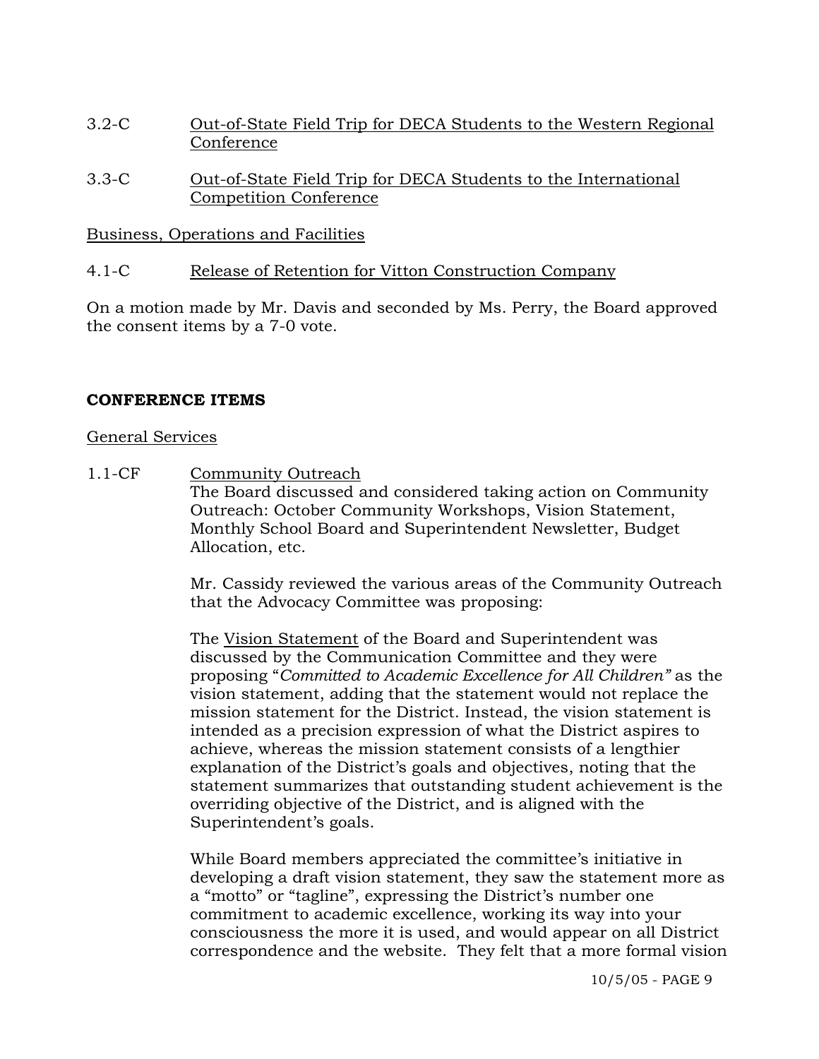3.2-C Out-of-State Field Trip for DECA Students to the Western Regional Conference

3.3-C Out-of-State Field Trip for DECA Students to the International Competition Conference

Business, Operations and Facilities

4.1-C Release of Retention for Vitton Construction Company

On a motion made by Mr. Davis and seconded by Ms. Perry, the Board approved the consent items by a 7-0 vote.

**CONFERENCE ITEMS**

General Services

1.1-CF Community Outreach

The Board discussed and considered taking action on Community Outreach: October Community Workshops, Vision Statement, Monthly School Board and Superintendent Newsletter, Budget Allocation, etc.

Mr. Cassidy reviewed the various areas of the Community Outreach that the Advocacy Committee was proposing:

The Vision Statement of the Board and Superintendent was discussed by the Communication Committee and they were proposing "*Committed to Academic Excellence for All Children*" as the vision statement, adding that the statement would not replace the mission statement for the District. Instead, the vision statement is intended as a precision expression of what the District aspires to achieve, whereas the mission statement consists of a lengthier explanation of the District's goals and objectives, noting that the statement summarizes that outstanding student achievement is the overriding objective of the District, and is aligned with the Superintendent's goals.

While Board members appreciated the committee's initiative in developing a draft vision statement, they saw the statement more as a "motto" or "tagline", expressing the District's number one commitment to academic excellence, working its way into your consciousness the more it is used, and would appear on all District correspondence and the website. They felt that a more formal vision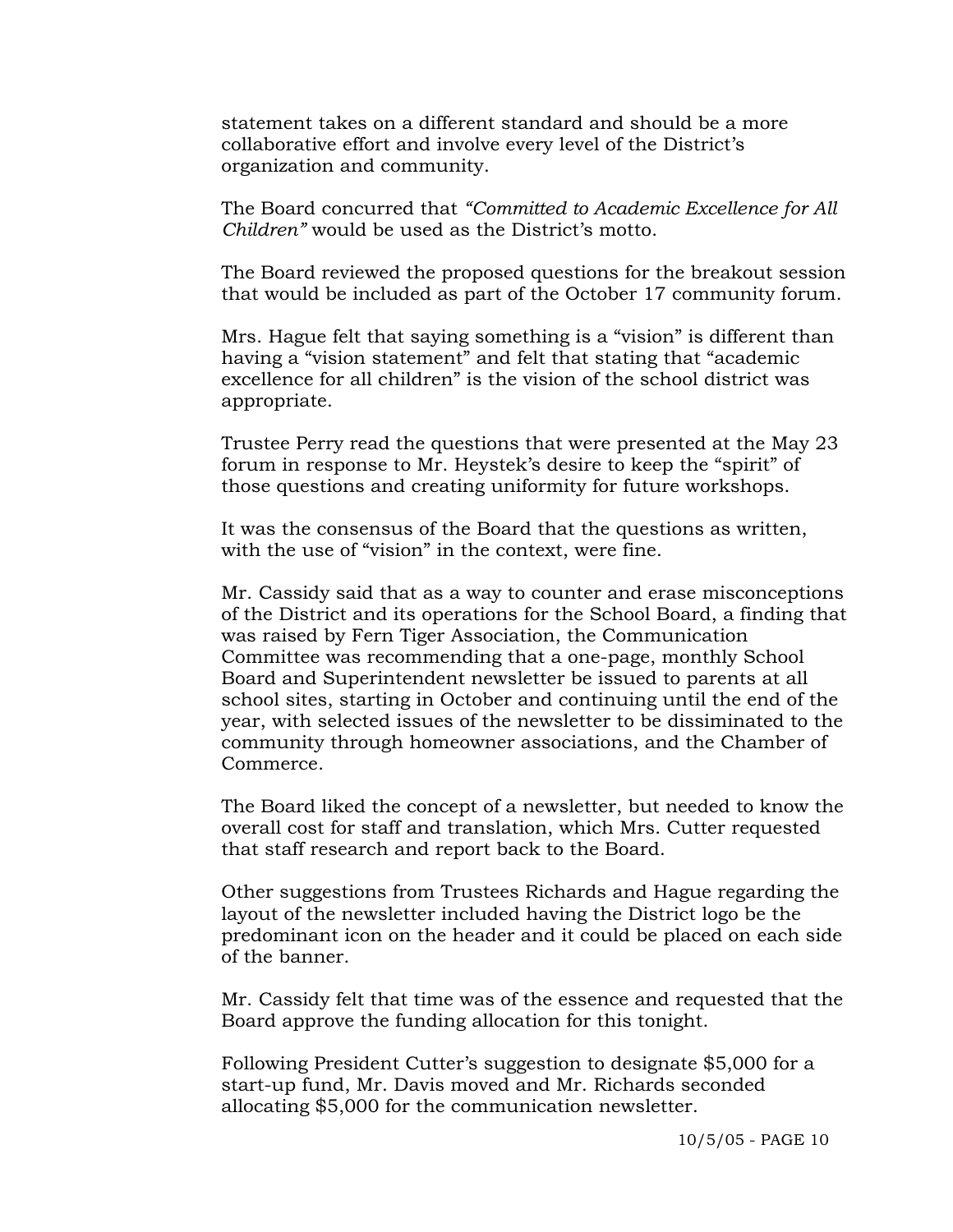statement takes on a different standard and should be a more collaborative effort and involve every level of the District's organization and community.

The Board concurred that *"Committed to Academic Excellence for All Children"* would be used as the District's motto.

The Board reviewed the proposed questions for the breakout session that would be included as part of the October 17 community forum.

Mrs. Hague felt that saying something is a "vision" is different than having a "vision statement" and felt that stating that "academic excellence for all children" is the vision of the school district was appropriate.

Trustee Perry read the questions that were presented at the May 23 forum in response to Mr. Heystek's desire to keep the "spirit" of those questions and creating uniformity for future workshops.

It was the consensus of the Board that the questions as written, with the use of "vision" in the context, were fine.

Mr. Cassidy said that as a way to counter and erase misconceptions of the District and its operations for the School Board, a finding that was raised by Fern Tiger Association, the Communication Committee was recommending that a one-page, monthly School Board and Superintendent newsletter be issued to parents at all school sites, starting in October and continuing until the end of the year, with selected issues of the newsletter to be disseminated to the community through homeowner associations, and the Chamber of Commerce.

The Board liked the concept of a newsletter, but needed to know the overall cost for staff and translation, which Mrs. Cutter requested that staff research and report back to the Board.

Other suggestions from Trustees Richards and Hague regarding the layout of the newsletter included having the District logo be the predominant icon on the header and it could be placed on each side of the banner.

Mr. Cassidy felt that time was of the essence and requested that the Board approve the funding allocation for this tonight.

Following President Cutter's suggestion to designate $5,000 for a start-up fund, Mr. Davis moved and Mr. Richards seconded allocating $5,000 for the communication newsletter.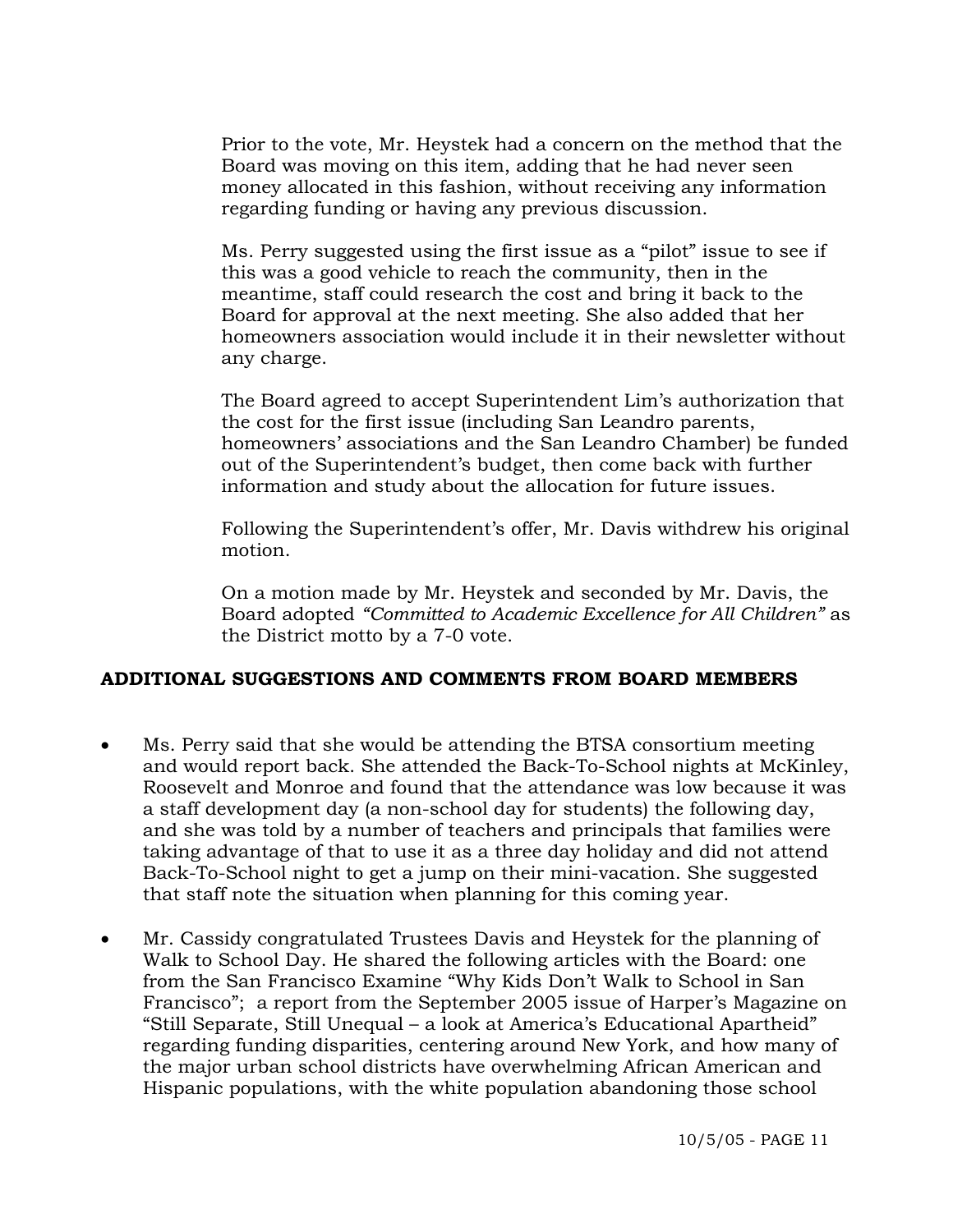Prior to the vote, Mr. Heystek had a concern on the method that the Board was moving on this item, adding that he had never seen money allocated in this fashion, without receiving any information regarding funding or having any previous discussion.

Ms. Perry suggested using the first issue as a "pilot" issue to see if this was a good vehicle to reach the community, then in the meantime, staff could research the cost and bring it back to the Board for approval at the next meeting. She also added that her homeowners association would include it in their newsletter without any charge.

The Board agreed to accept Superintendent Lim's authorization that the cost for the first issue (including San Leandro parents, homeowners' associations and the San Leandro Chamber) be funded out of the Superintendent's budget, then come back with further information and study about the allocation for future issues.

Following the Superintendent's offer, Mr. Davis withdrew his original motion.

On a motion made by Mr. Heystek and seconded by Mr. Davis, the Board adopted *"Committed to Academic Excellence for All Children"* as the District motto by a 7-0 vote.

## ADDITIONAL SUGGESTIONS AND COMMENTS FROM BOARD MEMBERS

- Ms. Perry said that she would be attending the BTSA consortium meeting and would report back. She attended the Back-To-School nights at McKinley, Roosevelt and Monroe and found that the attendance was low because it was a staff development day (a non-school day for students) the following day, and she was told by a number of teachers and principals that families were taking advantage of that to use it as a three day holiday and did not attend Back-To-School night to get a jump on their mini-vacation. She suggested that staff note the situation when planning for this coming year.

- Mr. Cassidy congratulated Trustees Davis and Heystek for the planning of Walk to School Day. He shared the following articles with the Board: one from the San Francisco Examine "Why Kids Don't Walk to School in San Francisco"; a report from the September 2005 issue of Harper's Magazine on "Still Separate, Still Unequal – a look at America's Educational Apartheid" regarding funding disparities, centering around New York, and how many of the major urban school districts have overwhelming African American and Hispanic populations, with the white population abandoning those school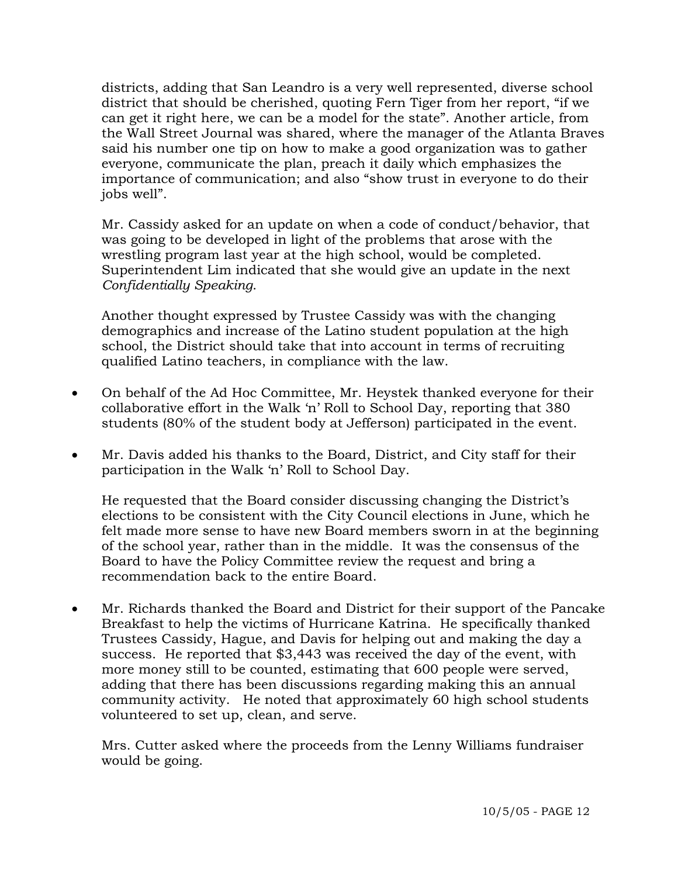districts, adding that San Leandro is a very well represented, diverse school district that should be cherished, quoting Fern Tiger from her report, "if we can get it right here, we can be a model for the state". Another article, from the Wall Street Journal was shared, where the manager of the Atlanta Braves said his number one tip on how to make a good organization was to gather everyone, communicate the plan, preach it daily which emphasizes the importance of communication; and also "show trust in everyone to do their jobs well".

Mr. Cassidy asked for an update on when a code of conduct/behavior, that was going to be developed in light of the problems that arose with the wrestling program last year at the high school, would be completed. Superintendent Lim indicated that she would give an update in the next *Confidentially Speaking*.

Another thought expressed by Trustee Cassidy was with the changing demographics and increase of the Latino student population at the high school, the District should take that into account in terms of recruiting qualified Latino teachers, in compliance with the law.

- On behalf of the Ad Hoc Committee, Mr. Heystek thanked everyone for their collaborative effort in the Walk 'n' Roll to School Day, reporting that 380 students (80% of the student body at Jefferson) participated in the event.

- Mr. Davis added his thanks to the Board, District, and City staff for their participation in the Walk 'n' Roll to School Day.

  He requested that the Board consider discussing changing the District's elections to be consistent with the City Council elections in June, which he felt made more sense to have new Board members sworn in at the beginning of the school year, rather than in the middle. It was the consensus of the Board to have the Policy Committee review the request and bring a recommendation back to the entire Board.

- Mr. Richards thanked the Board and District for their support of the Pancake Breakfast to help the victims of Hurricane Katrina. He specifically thanked Trustees Cassidy, Hague, and Davis for helping out and making the day a success. He reported that $3,443 was received the day of the event, with more money still to be counted, estimating that 600 people were served, adding that there has been discussions regarding making this an annual community activity. He noted that approximately 60 high school students volunteered to set up, clean, and serve.

  Mrs. Cutter asked where the proceeds from the Lenny Williams fundraiser would be going.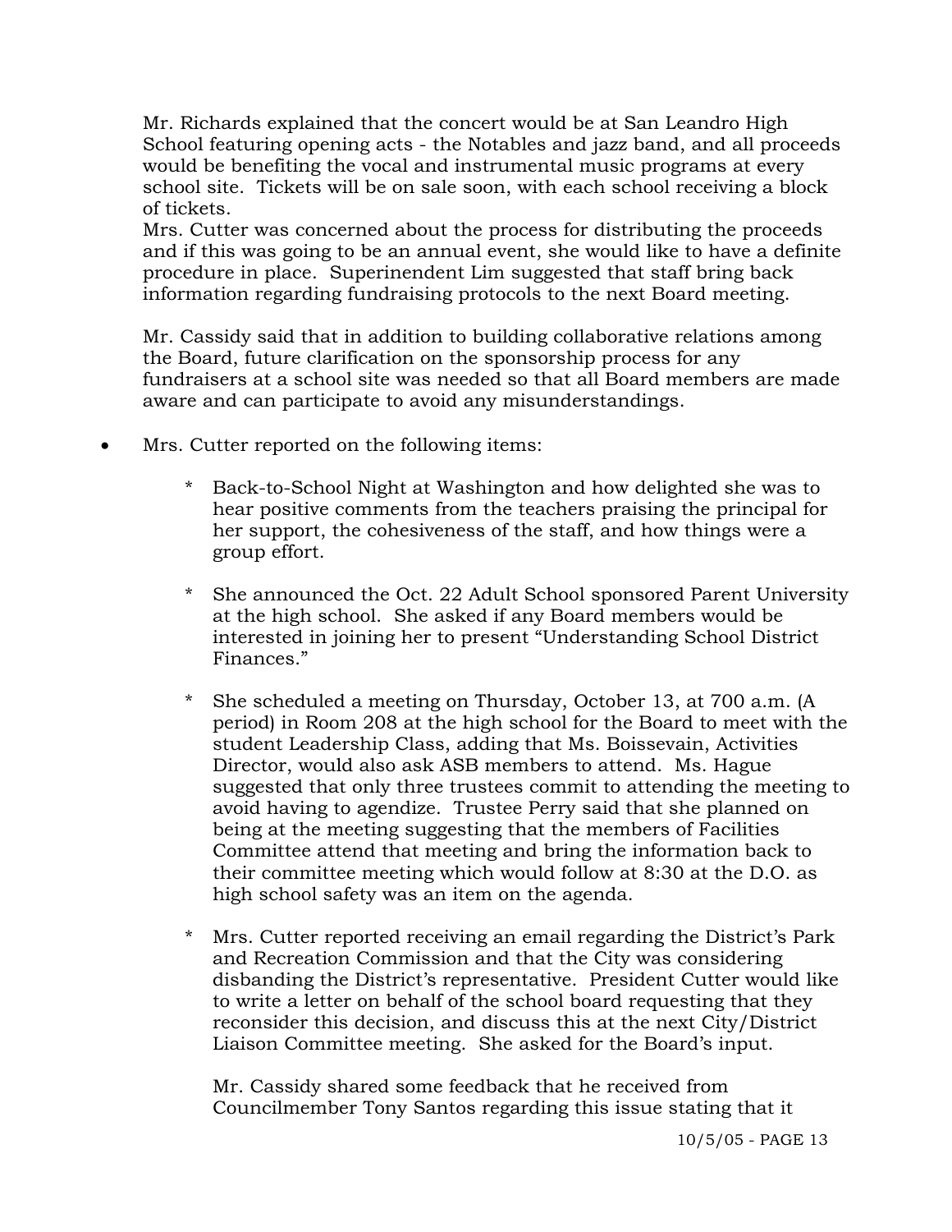Mr. Richards explained that the concert would be at San Leandro High School featuring opening acts - the Notables and jazz band, and all proceeds would be benefiting the vocal and instrumental music programs at every school site. Tickets will be on sale soon, with each school receiving a block of tickets.

Mrs. Cutter was concerned about the process for distributing the proceeds and if this was going to be an annual event, she would like to have a definite procedure in place. Superinendent Lim suggested that staff bring back information regarding fundraising protocols to the next Board meeting.

Mr. Cassidy said that in addition to building collaborative relations among the Board, future clarification on the sponsorship process for any fundraisers at a school site was needed so that all Board members are made aware and can participate to avoid any misunderstandings.

- Mrs. Cutter reported on the following items:

  * Back-to-School Night at Washington and how delighted she was to hear positive comments from the teachers praising the principal for her support, the cohesiveness of the staff, and how things were a group effort.

  * She announced the Oct. 22 Adult School sponsored Parent University at the high school. She asked if any Board members would be interested in joining her to present "Understanding School District Finances."

  * She scheduled a meeting on Thursday, October 13, at 700 a.m. (A period) in Room 208 at the high school for the Board to meet with the student Leadership Class, adding that Ms. Boissevain, Activities Director, would also ask ASB members to attend. Ms. Hague suggested that only three trustees commit to attending the meeting to avoid having to agendize. Trustee Perry said that she planned on being at the meeting suggesting that the members of Facilities Committee attend that meeting and bring the information back to their committee meeting which would follow at 8:30 at the D.O. as high school safety was an item on the agenda.

  * Mrs. Cutter reported receiving an email regarding the District's Park and Recreation Commission and that the City was considering disbanding the District's representative. President Cutter would like to write a letter on behalf of the school board requesting that they reconsider this decision, and discuss this at the next City/District Liaison Committee meeting. She asked for the Board's input.

    Mr. Cassidy shared some feedback that he received from Councilmember Tony Santos regarding this issue stating that it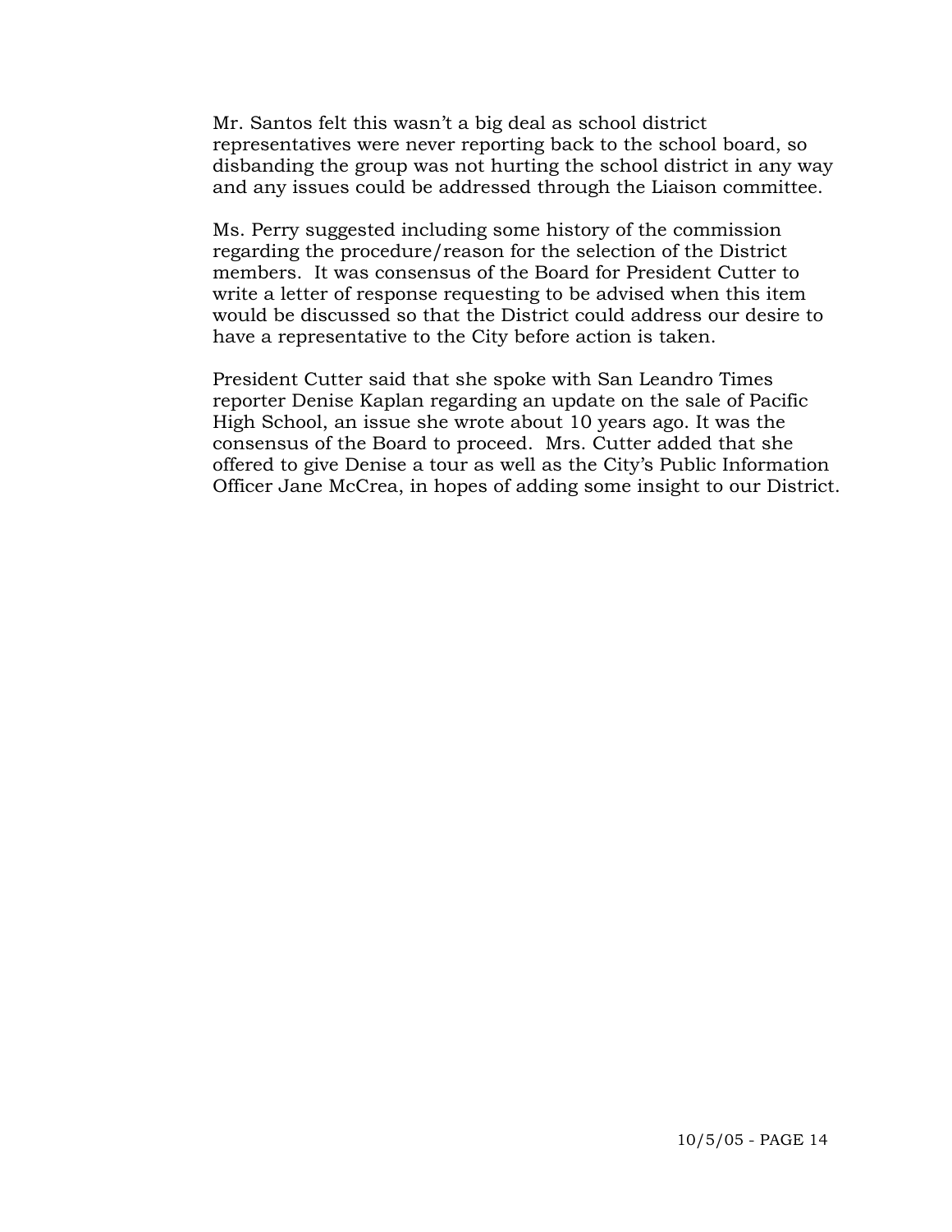Mr. Santos felt this wasn't a big deal as school district representatives were never reporting back to the school board, so disbanding the group was not hurting the school district in any way and any issues could be addressed through the Liaison committee.

Ms. Perry suggested including some history of the commission regarding the procedure/reason for the selection of the District members. It was consensus of the Board for President Cutter to write a letter of response requesting to be advised when this item would be discussed so that the District could address our desire to have a representative to the City before action is taken.

President Cutter said that she spoke with San Leandro Times reporter Denise Kaplan regarding an update on the sale of Pacific High School, an issue she wrote about 10 years ago. It was the consensus of the Board to proceed. Mrs. Cutter added that she offered to give Denise a tour as well as the City's Public Information Officer Jane McCrea, in hopes of adding some insight to our District.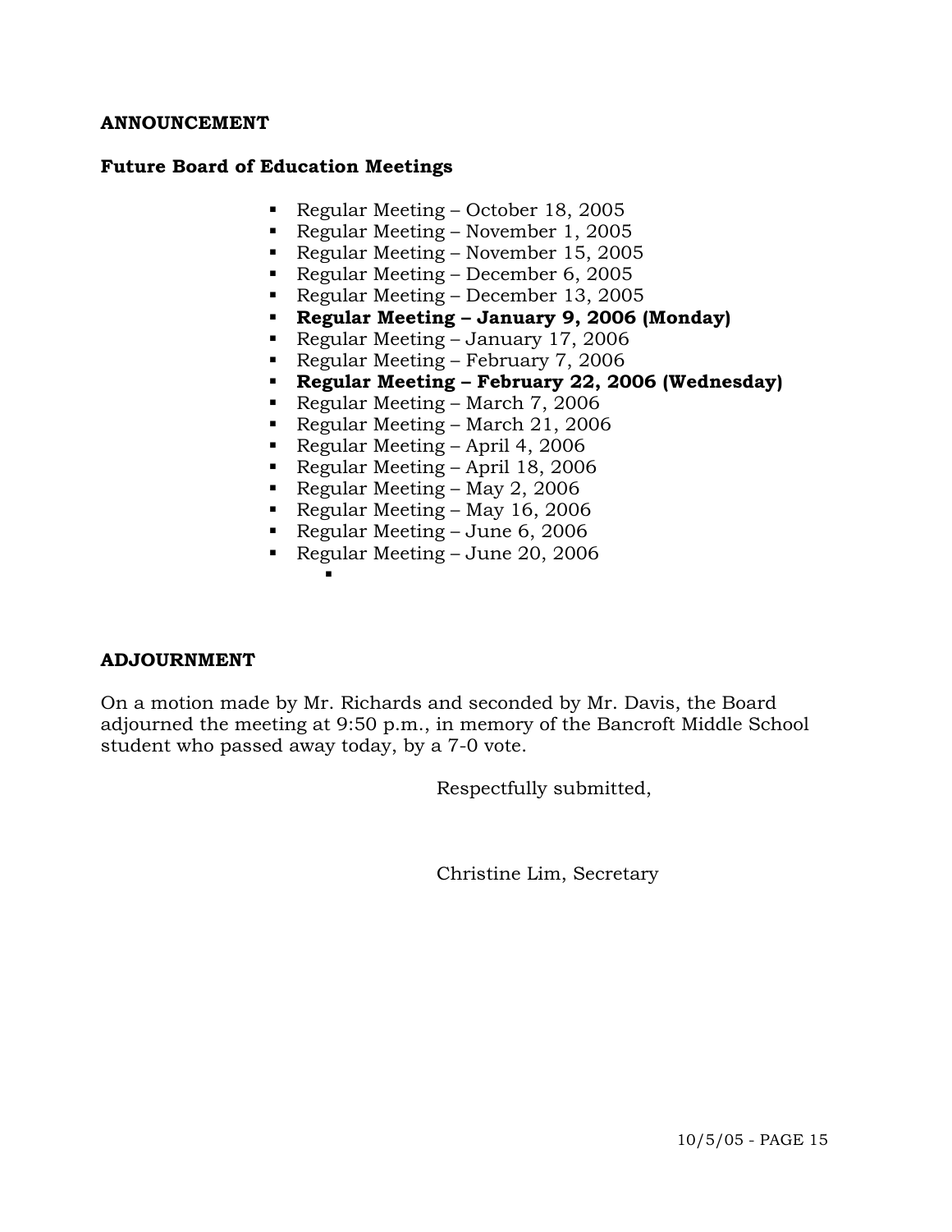**ANNOUNCEMENT**

**Future Board of Education Meetings**

- Regular Meeting – October 18, 2005
- Regular Meeting – November 1, 2005
- Regular Meeting – November 15, 2005
- Regular Meeting – December 6, 2005
- Regular Meeting – December 13, 2005
- **Regular Meeting – January 9, 2006 (Monday)**
- Regular Meeting – January 17, 2006
- Regular Meeting – February 7, 2006
- **Regular Meeting – February 22, 2006 (Wednesday)**
- Regular Meeting – March 7, 2006
- Regular Meeting – March 21, 2006
- Regular Meeting – April 4, 2006
- Regular Meeting – April 18, 2006
- Regular Meeting – May 2, 2006
- Regular Meeting – May 16, 2006
- Regular Meeting – June 6, 2006
- Regular Meeting – June 20, 2006

**ADJOURNMENT**

On a motion made by Mr. Richards and seconded by Mr. Davis, the Board adjourned the meeting at 9:50 p.m., in memory of the Bancroft Middle School student who passed away today, by a 7-0 vote.

Respectfully submitted,

Christine Lim, Secretary